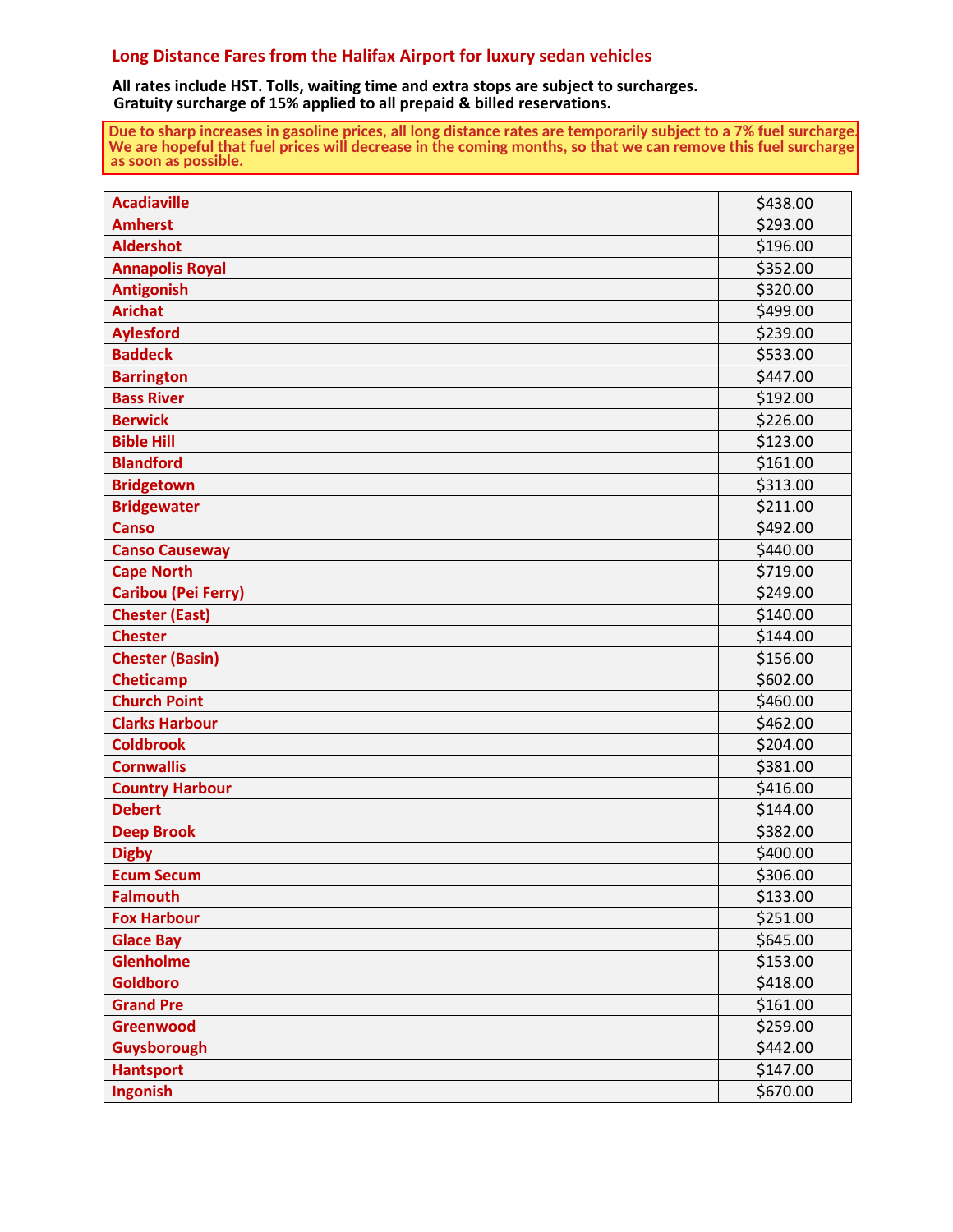## Long Distance Fares from the Halifax Airport for luxury sedan vehicles

**All rates include HST. Tolls, waiting time and extra stops are subject to surcharges.**
**Gratuity surcharge of 15% applied to all prepaid & billed reservations.**

**Due to sharp increases in gasoline prices, all long distance rates are temporarily subject to a 7% fuel surcharge. We are hopeful that fuel prices will decrease in the coming months, so that we can remove this fuel surcharge as soon as possible.**

| Destination | Fare |
|---|---|
| **Acadiaville** | $438.00 |
| **Amherst** | $293.00 |
| **Aldershot** | $196.00 |
| **Annapolis Royal** | $352.00 |
| **Antigonish** | $320.00 |
| **Arichat** | $499.00 |
| **Aylesford** | $239.00 |
| **Baddeck** | $533.00 |
| **Barrington** | $447.00 |
| **Bass River** | $192.00 |
| **Berwick** | $226.00 |
| **Bible Hill** | $123.00 |
| **Blandford** | $161.00 |
| **Bridgetown** | $313.00 |
| **Bridgewater** | $211.00 |
| **Canso** | $492.00 |
| **Canso Causeway** | $440.00 |
| **Cape North** | $719.00 |
| **Caribou (Pei Ferry)** | $249.00 |
| **Chester (East)** | $140.00 |
| **Chester** | $144.00 |
| **Chester (Basin)** | $156.00 |
| **Cheticamp** | $602.00 |
| **Church Point** | $460.00 |
| **Clarks Harbour** | $462.00 |
| **Coldbrook** | $204.00 |
| **Cornwallis** | $381.00 |
| **Country Harbour** | $416.00 |
| **Debert** | $144.00 |
| **Deep Brook** | $382.00 |
| **Digby** | $400.00 |
| **Ecum Secum** | $306.00 |
| **Falmouth** | $133.00 |
| **Fox Harbour** | $251.00 |
| **Glace Bay** | $645.00 |
| **Glenholme** | $153.00 |
| **Goldboro** | $418.00 |
| **Grand Pre** | $161.00 |
| **Greenwood** | $259.00 |
| **Guysborough** | $442.00 |
| **Hantsport** | $147.00 |
| **Ingonish** | $670.00 |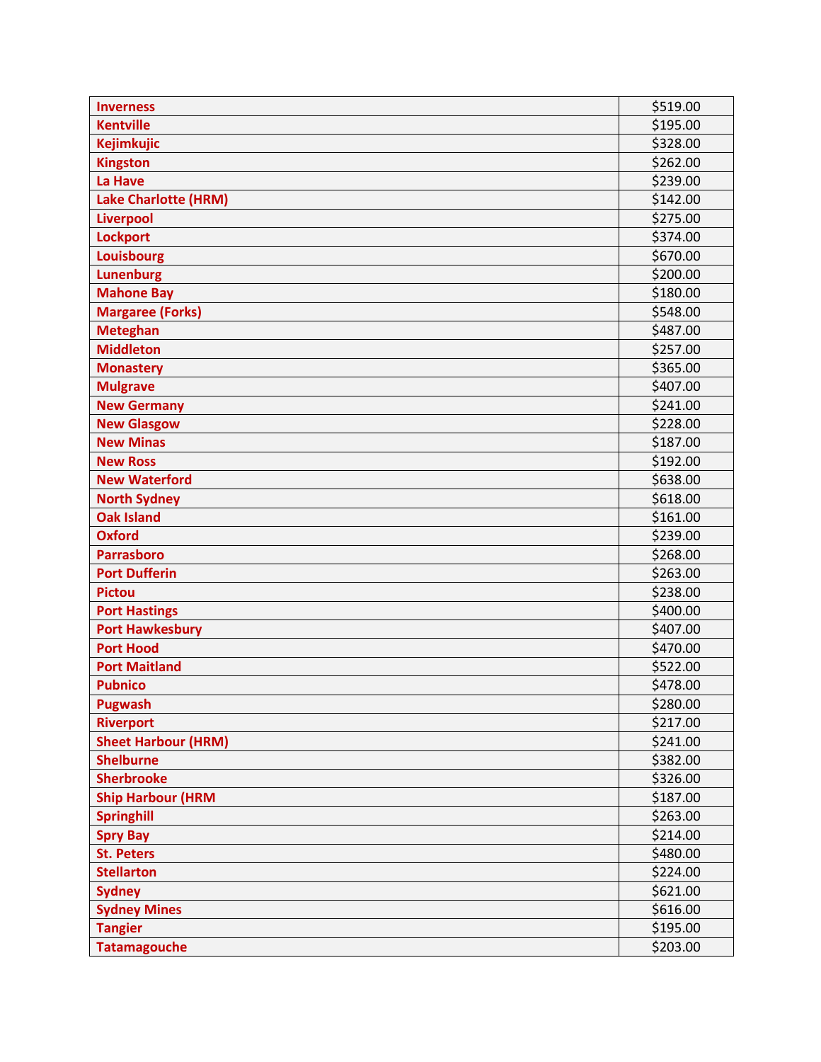| | |
|---|---|
| **Inverness** | $519.00 |
| **Kentville** | $195.00 |
| **Kejimkujic** | $328.00 |
| **Kingston** | $262.00 |
| **La Have** | $239.00 |
| **Lake Charlotte (HRM)** | $142.00 |
| **Liverpool** | $275.00 |
| **Lockport** | $374.00 |
| **Louisbourg** | $670.00 |
| **Lunenburg** | $200.00 |
| **Mahone Bay** | $180.00 |
| **Margaree (Forks)** | $548.00 |
| **Meteghan** | $487.00 |
| **Middleton** | $257.00 |
| **Monastery** | $365.00 |
| **Mulgrave** | $407.00 |
| **New Germany** | $241.00 |
| **New Glasgow** | $228.00 |
| **New Minas** | $187.00 |
| **New Ross** | $192.00 |
| **New Waterford** | $638.00 |
| **North Sydney** | $618.00 |
| **Oak Island** | $161.00 |
| **Oxford** | $239.00 |
| **Parrasboro** | $268.00 |
| **Port Dufferin** | $263.00 |
| **Pictou** | $238.00 |
| **Port Hastings** | $400.00 |
| **Port Hawkesbury** | $407.00 |
| **Port Hood** | $470.00 |
| **Port Maitland** | $522.00 |
| **Pubnico** | $478.00 |
| **Pugwash** | $280.00 |
| **Riverport** | $217.00 |
| **Sheet Harbour (HRM)** | $241.00 |
| **Shelburne** | $382.00 |
| **Sherbrooke** | $326.00 |
| **Ship Harbour (HRM** | $187.00 |
| **Springhill** | $263.00 |
| **Spry Bay** | $214.00 |
| **St. Peters** | $480.00 |
| **Stellarton** | $224.00 |
| **Sydney** | $621.00 |
| **Sydney Mines** | $616.00 |
| **Tangier** | $195.00 |
| **Tatamagouche** | $203.00 |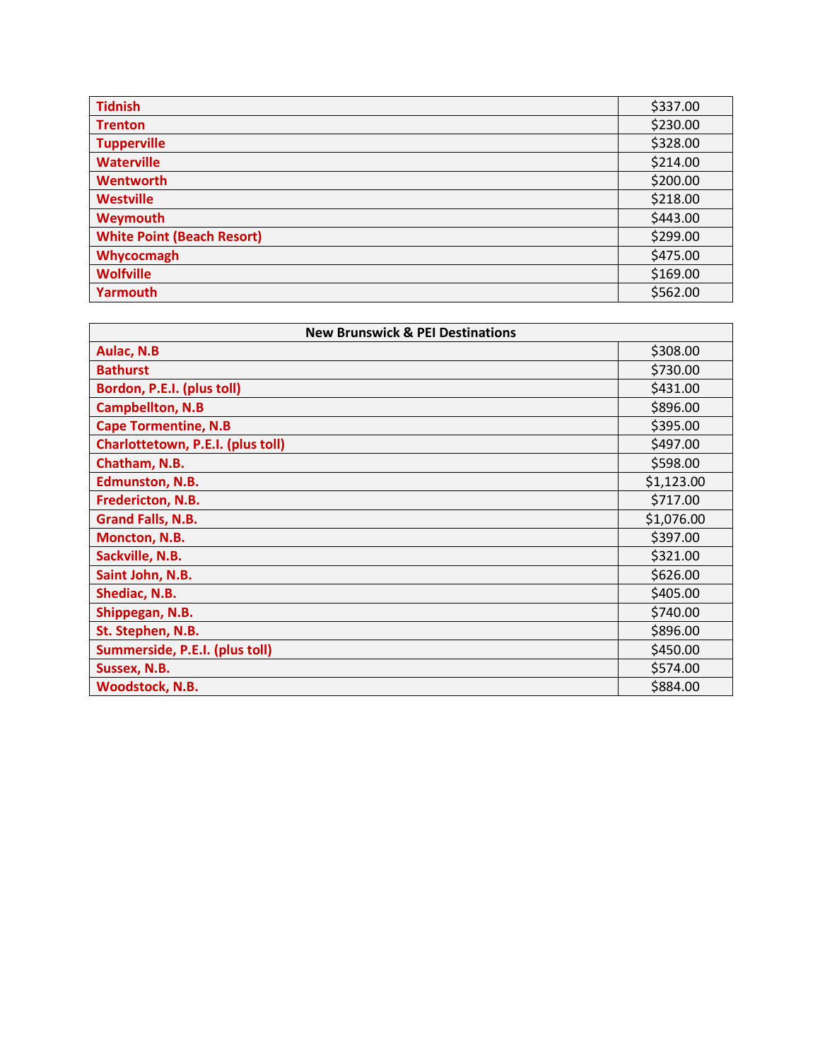| | |
|---|---|
| **Tidnish** | $337.00 |
| **Trenton** | $230.00 |
| **Tupperville** | $328.00 |
| **Waterville** | $214.00 |
| **Wentworth** | $200.00 |
| **Westville** | $218.00 |
| **Weymouth** | $443.00 |
| **White Point (Beach Resort)** | $299.00 |
| **Whycocmagh** | $475.00 |
| **Wolfville** | $169.00 |
| **Yarmouth** | $562.00 |

| **New Brunswick & PEI Destinations** | |
|---|---|
| **Aulac, N.B** | $308.00 |
| **Bathurst** | $730.00 |
| **Bordon, P.E.I. (plus toll)** | $431.00 |
| **Campbellton, N.B** | $896.00 |
| **Cape Tormentine, N.B** | $395.00 |
| **Charlottetown, P.E.I. (plus toll)** | $497.00 |
| **Chatham, N.B.** | $598.00 |
| **Edmunston, N.B.** | $1,123.00 |
| **Fredericton, N.B.** | $717.00 |
| **Grand Falls, N.B.** | $1,076.00 |
| **Moncton, N.B.** | $397.00 |
| **Sackville, N.B.** | $321.00 |
| **Saint John, N.B.** | $626.00 |
| **Shediac, N.B.** | $405.00 |
| **Shippegan, N.B.** | $740.00 |
| **St. Stephen, N.B.** | $896.00 |
| **Summerside, P.E.I. (plus toll)** | $450.00 |
| **Sussex, N.B.** | $574.00 |
| **Woodstock, N.B.** | $884.00 |